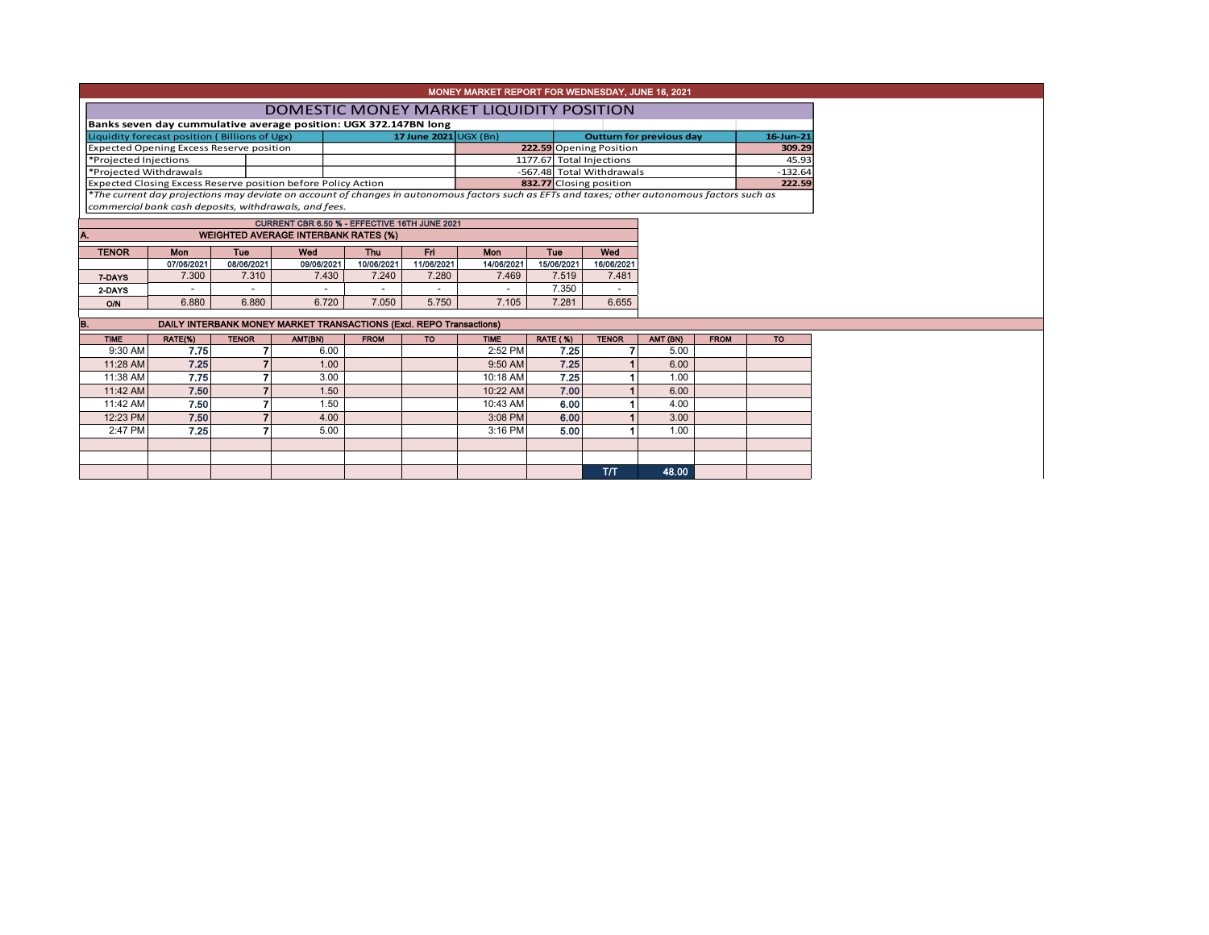# MONEY MARKET REPORT FOR WEDNESDAY, JUNE 16, 2021

## DOMESTIC MONEY MARKET LIQUIDITY POSITION

**Banks seven day cummulative average position: UGX 372.147BN long**

| Liquidity forecast position ( Billions of Ugx) | | | 17 June 2021 | UGX (Bn) | Outturn for previous day | 16-Jun-21 |
|---|---|---|---|---|---|---|
| Expected Opening Excess Reserve position | | | | 222.59 | Opening Position | 309.29 |
| *Projected Injections | | | | 1177.67 | Total Injections | 45.93 |
| *Projected Withdrawals | | | | -567.48 | Total Withdrawals | -132.64 |
| Expected Closing Excess Reserve position before Policy Action | | | | 832.77 | Closing position | 222.59 |

*The current day projections may deviate on account of changes in autonomous factors such as EFTs and taxes; other autonomous factors such as commercial bank cash deposits, withdrawals, and fees.*

CURRENT CBR 6.50 % - EFFECTIVE 16TH JUNE 2021

### A. WEIGHTED AVERAGE INTERBANK RATES (%)

| TENOR | Mon | Tue | Wed | Thu | Fri | Mon | Tue | Wed |
|---|---|---|---|---|---|---|---|---|
| | 07/06/2021 | 08/06/2021 | 09/06/2021 | 10/06/2021 | 11/06/2021 | 14/06/2021 | 15/06/2021 | 16/06/2021 |
| 7-DAYS | 7.300 | 7.310 | 7.430 | 7.240 | 7.280 | 7.469 | 7.519 | 7.481 |
| 2-DAYS | - | - | - | - | - | - | 7.350 | - |
| O/N | 6.880 | 6.880 | 6.720 | 7.050 | 5.750 | 7.105 | 7.281 | 6.655 |

### B. DAILY INTERBANK MONEY MARKET TRANSACTIONS (Excl. REPO Transactions)

| TIME | RATE(%) | TENOR | AMT(BN) | FROM | TO | TIME | RATE (%) | TENOR | AMT (BN) | FROM | TO |
|---|---|---|---|---|---|---|---|---|---|---|---|
| 9:30 AM | 7.75 | 7 | 6.00 | | | 2:52 PM | 7.25 | 7 | 5.00 | | |
| 11:28 AM | 7.25 | 7 | 1.00 | | | 9:50 AM | 7.25 | 1 | 6.00 | | |
| 11:38 AM | 7.75 | 7 | 3.00 | | | 10:18 AM | 7.25 | 1 | 1.00 | | |
| 11:42 AM | 7.50 | 7 | 1.50 | | | 10:22 AM | 7.00 | 1 | 6.00 | | |
| 11:42 AM | 7.50 | 7 | 1.50 | | | 10:43 AM | 6.00 | 1 | 4.00 | | |
| 12:23 PM | 7.50 | 7 | 4.00 | | | 3:08 PM | 6.00 | 1 | 3.00 | | |
| 2:47 PM | 7.25 | 7 | 5.00 | | | 3:16 PM | 5.00 | 1 | 1.00 | | |
| | | | | | | | | | | | |
| | | | | | | | | | | | |
| | | | | | | | | T/T | 48.00 | | |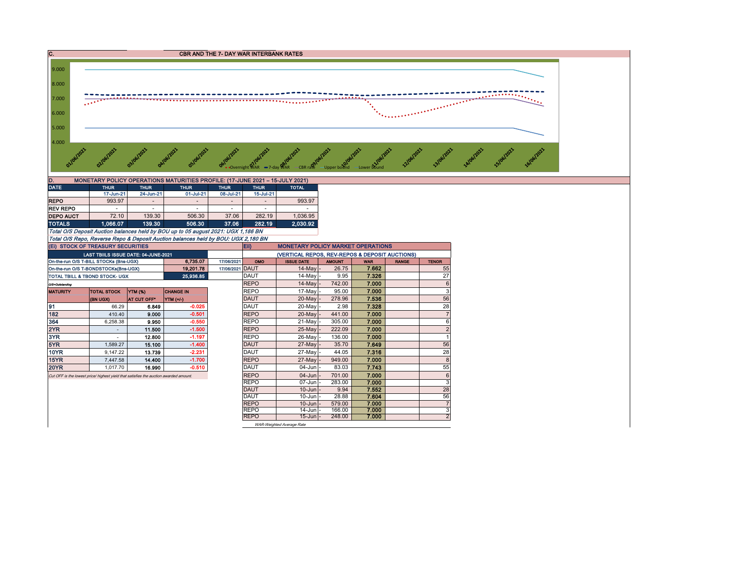## C. CBR AND THE 7- DAY WAR INTERBANK RATES

9.000
8.000
7.000
6.000
5.000
4.000

01/06/2021 02/06/2021 03/06/2021 04/06/2021 05/06/2021 06/06/2021 07/06/2021 08/06/2021 09/06/2021 10/06/2021 11/06/2021 12/06/2021 13/06/2021 14/06/2021 15/06/2021 16/06/2021

Overnight WAR — 7-day WAR — CBR rate — Upper bound — Lower bound

## D. MONETARY POLICY OPERATIONS MATURITIES PROFILE: (17-JUNE 2021 – 15-JULY 2021)

| DATE | THUR | THUR | THUR | THUR | THUR | TOTAL |
|---|---|---|---|---|---|---|
| | 17-Jun-21 | 24-Jun-21 | 01-Jul-21 | 08-Jul-21 | 15-Jul-21 | |
| REPO | 993.97 | - | - | - | - | 993.97 |
| REV REPO | - | - | - | - | - | - |
| DEPO AUCT | 72.10 | 139.30 | 506.30 | 37.06 | 282.19 | 1,036.95 |
| **TOTALS** | **1,066.07** | **139.30** | **506.30** | **37.06** | **282.19** | **2,030.92** |

*Total O/S Deposit Auction balances held by BOU up to 05 august 2021: UGX 1,186 BN*

*Total O/S Repo, Reverse Repo & Deposit Auction balances held by BOU: UGX 2,180 BN*

## (Ei) STOCK OF TREASURY SECURITIES

| LAST TBIILS ISSUE DATE: 04-JUNE-2021 | | |
|---|---|---|
| On-the-run O/S T-BILL STOCKs (Bns-UGX) | 6,735.07 | 17/06/2021 |
| On-the-run O/S T-BONDSTOCKs(Bns-UGX) | 19,201.78 | 17/06/2021 |
| TOTAL TBILL & TBOND STOCK- UGX | 25,936.85 | |

O/S=Outstanding

| MATURITY | TOTAL STOCK (BN UGX) | YTM (%) AT CUT OFF* | CHANGE IN YTM (+/-) |
|---|---|---|---|
| 91 | 66.29 | 6.849 | -0.025 |
| 182 | 410.40 | 9.000 | -0.501 |
| 364 | 6,258.38 | 9.950 | -0.550 |
| 2YR | - | 11.500 | -1.500 |
| 3YR | - | 12.800 | -1.197 |
| 5YR | 1,589.27 | 15.100 | -1.400 |
| 10YR | 9,147.22 | 13.739 | -2.231 |
| 15YR | 7,447.58 | 14.400 | -1.700 |
| 20YR | 1,017.70 | 16.990 | -0.510 |

*Cut OFF is the lowest price/ highest yield that satisfies the auction awarded amount.*

## Eii) MONETARY POLICY MARKET OPERATIONS

(VERTICAL REPOS, REV-REPOS & DEPOSIT AUCTIONS)

| OMO | ISSUE DATE | AMOUNT | WAR | RANGE | TENOR |
|---|---|---|---|---|---|
| DAUT | 14-May | 26.75 | 7.662 | | 55 |
| DAUT | 14-May | 9.95 | 7.326 | | 27 |
| REPO | 14-May | 742.00 | 7.000 | | 6 |
| REPO | 17-May | 95.00 | 7.000 | | 3 |
| DAUT | 20-May | 278.96 | 7.536 | | 56 |
| DAUT | 20-May | 2.98 | 7.328 | | 28 |
| REPO | 20-May | 441.00 | 7.000 | | 7 |
| REPO | 21-May | 305.00 | 7.000 | | 6 |
| REPO | 25-May | 222.09 | 7.000 | | 2 |
| REPO | 26-May | 136.00 | 7.000 | | 1 |
| DAUT | 27-May | 35.70 | 7.649 | | 56 |
| DAUT | 27-May | 44.05 | 7.316 | | 28 |
| REPO | 27-May | 949.00 | 7.000 | | 8 |
| DAUT | 04-Jun | 83.03 | 7.743 | | 55 |
| REPO | 04-Jun | 701.00 | 7.000 | | 6 |
| REPO | 07-Jun | 283.00 | 7.000 | | 3 |
| DAUT | 10-Jun | 9.94 | 7.552 | | 28 |
| DAUT | 10-Jun | 28.88 | 7.604 | | 56 |
| REPO | 10-Jun | 579.00 | 7.000 | | 7 |
| REPO | 14-Jun | 166.00 | 7.000 | | 3 |
| REPO | 15-Jun | 248.00 | 7.000 | | 2 |

*WAR-Weighted Average Rate*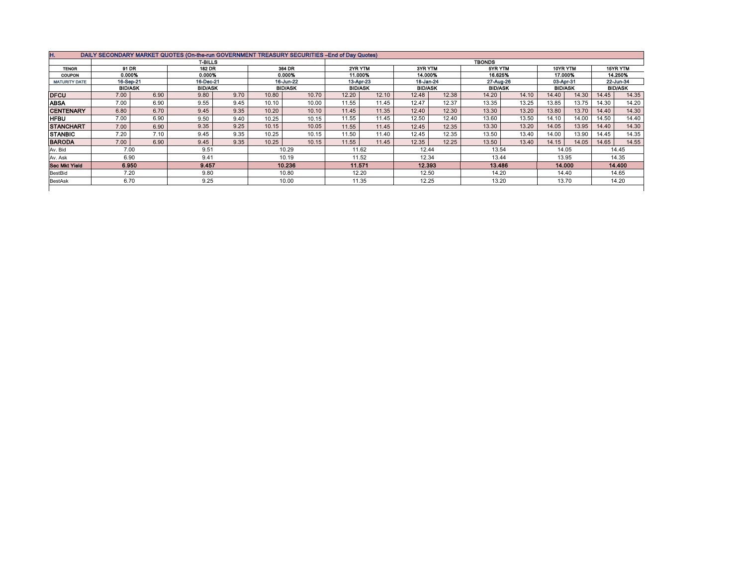| H. DAILY SECONDARY MARKET QUOTES (On-the-run GOVERNMENT TREASURY SECURITIES –End of Day Quotes) | | | | | | | | | | | | | | | | |
|---|---|---|---|---|---|---|---|---|---|---|---|---|---|---|---|---|
| | T-BILLS | | | | | | TBONDS | | | | | | | | | |
| TENOR | 91 DR | | 182 DR | | 364 DR | | 2YR YTM | | 3YR YTM | | 5YR YTM | | 10YR YTM | | 15YR YTM | |
| COUPON | 0.000% | | 0.000% | | 0.000% | | 11.000% | | 14.000% | | 16.625% | | 17.000% | | 14.250% | |
| MATURITY DATE | 16-Sep-21 | | 16-Dec-21 | | 16-Jun-22 | | 13-Apr-23 | | 18-Jan-24 | | 27-Aug-26 | | 03-Apr-31 | | 22-Jun-34 | |
| | BID/ASK | | BID/ASK | | BID/ASK | | BID/ASK | | BID/ASK | | BID/ASK | | BID/ASK | | BID/ASK | |
| DFCU | 7.00 | 6.90 | 9.80 | 9.70 | 10.80 | 10.70 | 12.20 | 12.10 | 12.48 | 12.38 | 14.20 | 14.10 | 14.40 | 14.30 | 14.45 | 14.35 |
| ABSA | 7.00 | 6.90 | 9.55 | 9.45 | 10.10 | 10.00 | 11.55 | 11.45 | 12.47 | 12.37 | 13.35 | 13.25 | 13.85 | 13.75 | 14.30 | 14.20 |
| CENTENARY | 6.80 | 6.70 | 9.45 | 9.35 | 10.20 | 10.10 | 11.45 | 11.35 | 12.40 | 12.30 | 13.30 | 13.20 | 13.80 | 13.70 | 14.40 | 14.30 |
| HFBU | 7.00 | 6.90 | 9.50 | 9.40 | 10.25 | 10.15 | 11.55 | 11.45 | 12.50 | 12.40 | 13.60 | 13.50 | 14.10 | 14.00 | 14.50 | 14.40 |
| STANCHART | 7.00 | 6.90 | 9.35 | 9.25 | 10.15 | 10.05 | 11.55 | 11.45 | 12.45 | 12.35 | 13.30 | 13.20 | 14.05 | 13.95 | 14.40 | 14.30 |
| STANBIC | 7.20 | 7.10 | 9.45 | 9.35 | 10.25 | 10.15 | 11.50 | 11.40 | 12.45 | 12.35 | 13.50 | 13.40 | 14.00 | 13.90 | 14.45 | 14.35 |
| BARODA | 7.00 | 6.90 | 9.45 | 9.35 | 10.25 | 10.15 | 11.55 | 11.45 | 12.35 | 12.25 | 13.50 | 13.40 | 14.15 | 14.05 | 14.65 | 14.55 |
| Av. Bid | 7.00 | | 9.51 | | 10.29 | | 11.62 | | 12.44 | | 13.54 | | 14.05 | | 14.45 | |
| Av. Ask | 6.90 | | 9.41 | | 10.19 | | 11.52 | | 12.34 | | 13.44 | | 13.95 | | 14.35 | |
| Sec Mkt Yield | 6.950 | | 9.457 | | 10.236 | | 11.571 | | 12.393 | | 13.486 | | 14.000 | | 14.400 | |
| BestBid | 7.20 | | 9.80 | | 10.80 | | 12.20 | | 12.50 | | 14.20 | | 14.40 | | 14.65 | |
| BestAsk | 6.70 | | 9.25 | | 10.00 | | 11.35 | | 12.25 | | 13.20 | | 13.70 | | 14.20 | |